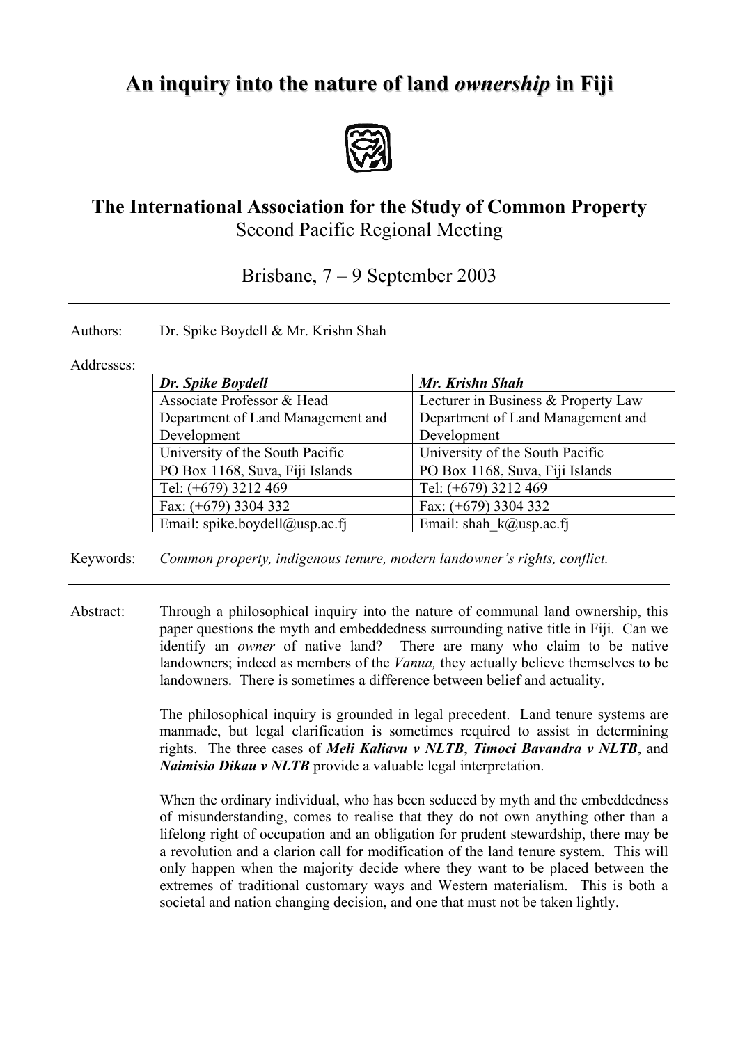# An inquiry into the nature of land *ownership* in Fiji

## The International Association for the Study of Common Property

Second Pacific Regional Meeting

Brisbane, 7 – 9 September 2003

---

Authors: Dr. Spike Boydell & Mr. Krishn Shah

Addresses:

| ***Dr. Spike Boydell*** | ***Mr. Krishn Shah*** |
|---|---|
| Associate Professor & Head<br>Department of Land Management and Development | Lecturer in Business & Property Law<br>Department of Land Management and Development |
| University of the South Pacific | University of the South Pacific |
| PO Box 1168, Suva, Fiji Islands | PO Box 1168, Suva, Fiji Islands |
| Tel: (+679) 3212 469 | Tel: (+679) 3212 469 |
| Fax: (+679) 3304 332 | Fax: (+679) 3304 332 |
| Email: spike.boydell@usp.ac.fj | Email: shah_k@usp.ac.fj |

Keywords: *Common property, indigenous tenure, modern landowner's rights, conflict.*

---

Abstract: Through a philosophical inquiry into the nature of communal land ownership, this paper questions the myth and embeddedness surrounding native title in Fiji. Can we identify an *owner* of native land? There are many who claim to be native landowners; indeed as members of the *Vanua,* they actually believe themselves to be landowners. There is sometimes a difference between belief and actuality.

The philosophical inquiry is grounded in legal precedent. Land tenure systems are manmade, but legal clarification is sometimes required to assist in determining rights. The three cases of ***Meli Kaliavu v NLTB***, ***Timoci Bavandra v NLTB***, and ***Naimisio Dikau v NLTB*** provide a valuable legal interpretation.

When the ordinary individual, who has been seduced by myth and the embeddedness of misunderstanding, comes to realise that they do not own anything other than a lifelong right of occupation and an obligation for prudent stewardship, there may be a revolution and a clarion call for modification of the land tenure system. This will only happen when the majority decide where they want to be placed between the extremes of traditional customary ways and Western materialism. This is both a societal and nation changing decision, and one that must not be taken lightly.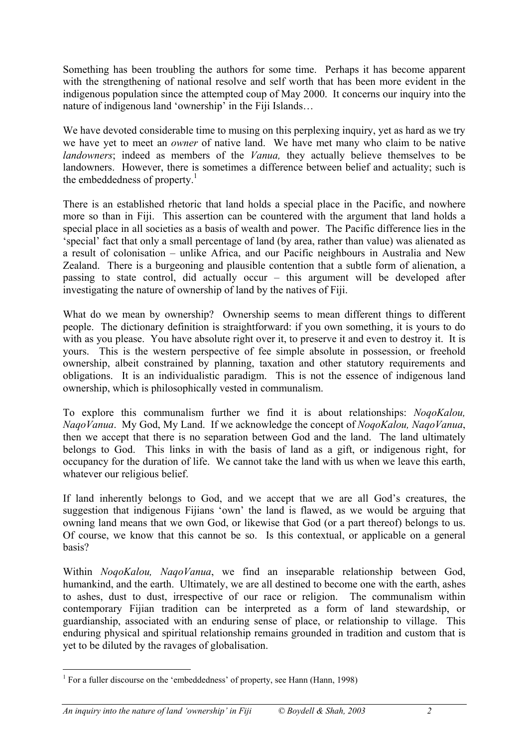Something has been troubling the authors for some time. Perhaps it has become apparent with the strengthening of national resolve and self worth that has been more evident in the indigenous population since the attempted coup of May 2000. It concerns our inquiry into the nature of indigenous land 'ownership' in the Fiji Islands…

We have devoted considerable time to musing on this perplexing inquiry, yet as hard as we try we have yet to meet an *owner* of native land. We have met many who claim to be native *landowners*; indeed as members of the *Vanua,* they actually believe themselves to be landowners. However, there is sometimes a difference between belief and actuality; such is the embeddedness of property.[1]

There is an established rhetoric that land holds a special place in the Pacific, and nowhere more so than in Fiji. This assertion can be countered with the argument that land holds a special place in all societies as a basis of wealth and power. The Pacific difference lies in the 'special' fact that only a small percentage of land (by area, rather than value) was alienated as a result of colonisation – unlike Africa, and our Pacific neighbours in Australia and New Zealand. There is a burgeoning and plausible contention that a subtle form of alienation, a passing to state control, did actually occur – this argument will be developed after investigating the nature of ownership of land by the natives of Fiji.

What do we mean by ownership? Ownership seems to mean different things to different people. The dictionary definition is straightforward: if you own something, it is yours to do with as you please. You have absolute right over it, to preserve it and even to destroy it. It is yours. This is the western perspective of fee simple absolute in possession, or freehold ownership, albeit constrained by planning, taxation and other statutory requirements and obligations. It is an individualistic paradigm. This is not the essence of indigenous land ownership, which is philosophically vested in communalism.

To explore this communalism further we find it is about relationships: *NoqoKalou, NaqoVanua*. My God, My Land. If we acknowledge the concept of *NoqoKalou, NaqoVanua*, then we accept that there is no separation between God and the land. The land ultimately belongs to God. This links in with the basis of land as a gift, or indigenous right, for occupancy for the duration of life. We cannot take the land with us when we leave this earth, whatever our religious belief.

If land inherently belongs to God, and we accept that we are all God's creatures, the suggestion that indigenous Fijians 'own' the land is flawed, as we would be arguing that owning land means that we own God, or likewise that God (or a part thereof) belongs to us. Of course, we know that this cannot be so. Is this contextual, or applicable on a general basis?

Within *NoqoKalou, NaqoVanua*, we find an inseparable relationship between God, humankind, and the earth. Ultimately, we are all destined to become one with the earth, ashes to ashes, dust to dust, irrespective of our race or religion. The communalism within contemporary Fijian tradition can be interpreted as a form of land stewardship, or guardianship, associated with an enduring sense of place, or relationship to village. This enduring physical and spiritual relationship remains grounded in tradition and custom that is yet to be diluted by the ravages of globalisation.

---

[1] For a fuller discourse on the 'embeddedness' of property, see Hann (Hann, 1998)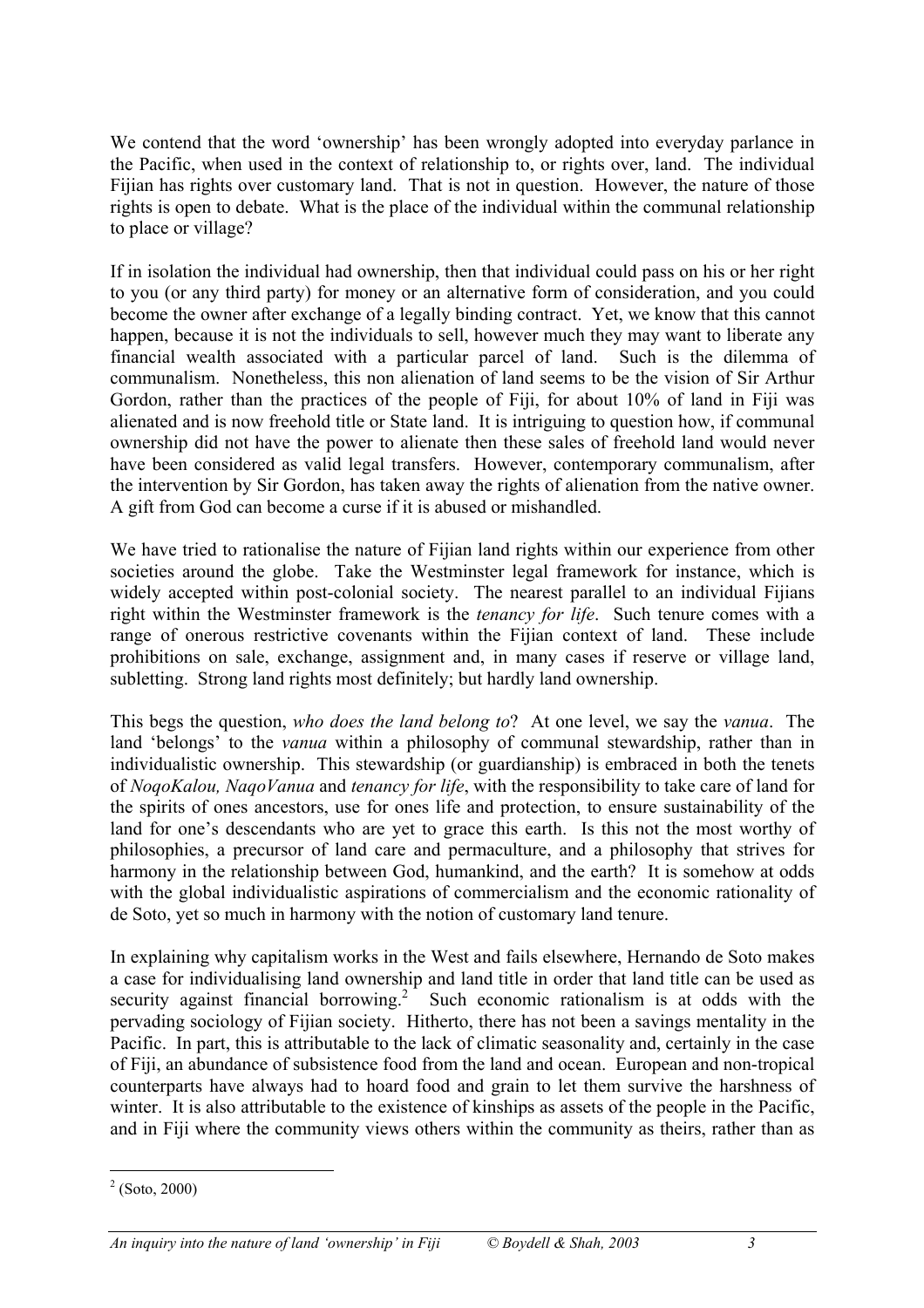We contend that the word 'ownership' has been wrongly adopted into everyday parlance in the Pacific, when used in the context of relationship to, or rights over, land. The individual Fijian has rights over customary land. That is not in question. However, the nature of those rights is open to debate. What is the place of the individual within the communal relationship to place or village?

If in isolation the individual had ownership, then that individual could pass on his or her right to you (or any third party) for money or an alternative form of consideration, and you could become the owner after exchange of a legally binding contract. Yet, we know that this cannot happen, because it is not the individuals to sell, however much they may want to liberate any financial wealth associated with a particular parcel of land. Such is the dilemma of communalism. Nonetheless, this non alienation of land seems to be the vision of Sir Arthur Gordon, rather than the practices of the people of Fiji, for about 10% of land in Fiji was alienated and is now freehold title or State land. It is intriguing to question how, if communal ownership did not have the power to alienate then these sales of freehold land would never have been considered as valid legal transfers. However, contemporary communalism, after the intervention by Sir Gordon, has taken away the rights of alienation from the native owner. A gift from God can become a curse if it is abused or mishandled.

We have tried to rationalise the nature of Fijian land rights within our experience from other societies around the globe. Take the Westminster legal framework for instance, which is widely accepted within post-colonial society. The nearest parallel to an individual Fijians right within the Westminster framework is the *tenancy for life*. Such tenure comes with a range of onerous restrictive covenants within the Fijian context of land. These include prohibitions on sale, exchange, assignment and, in many cases if reserve or village land, subletting. Strong land rights most definitely; but hardly land ownership.

This begs the question, *who does the land belong to*? At one level, we say the *vanua*. The land 'belongs' to the *vanua* within a philosophy of communal stewardship, rather than in individualistic ownership. This stewardship (or guardianship) is embraced in both the tenets of *NoqoKalou, NaqoVanua* and *tenancy for life*, with the responsibility to take care of land for the spirits of ones ancestors, use for ones life and protection, to ensure sustainability of the land for one's descendants who are yet to grace this earth. Is this not the most worthy of philosophies, a precursor of land care and permaculture, and a philosophy that strives for harmony in the relationship between God, humankind, and the earth? It is somehow at odds with the global individualistic aspirations of commercialism and the economic rationality of de Soto, yet so much in harmony with the notion of customary land tenure.

In explaining why capitalism works in the West and fails elsewhere, Hernando de Soto makes a case for individualising land ownership and land title in order that land title can be used as security against financial borrowing.[2] Such economic rationalism is at odds with the pervading sociology of Fijian society. Hitherto, there has not been a savings mentality in the Pacific. In part, this is attributable to the lack of climatic seasonality and, certainly in the case of Fiji, an abundance of subsistence food from the land and ocean. European and non-tropical counterparts have always had to hoard food and grain to let them survive the harshness of winter. It is also attributable to the existence of kinships as assets of the people in the Pacific, and in Fiji where the community views others within the community as theirs, rather than as

[2] (Soto, 2000)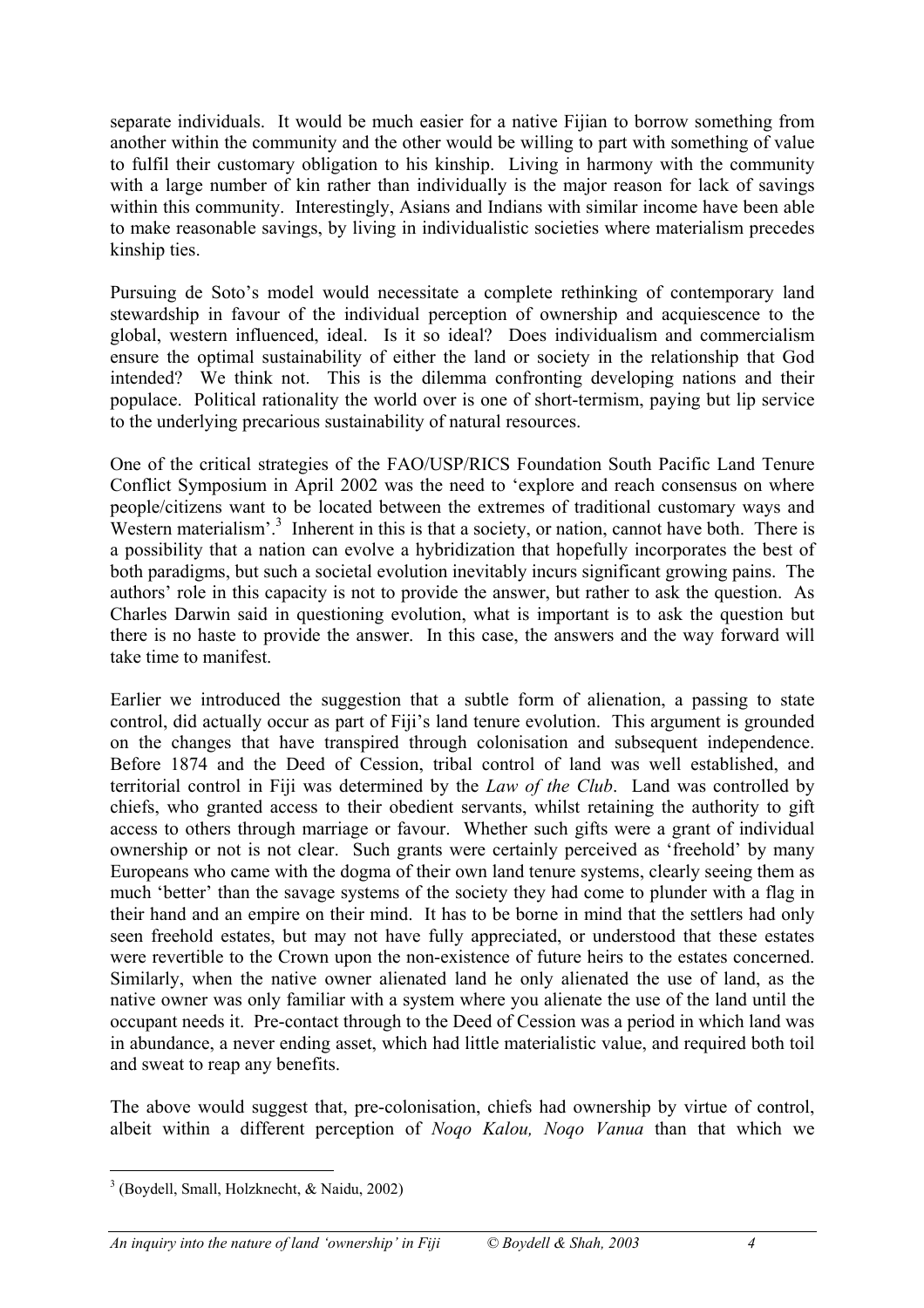separate individuals. It would be much easier for a native Fijian to borrow something from another within the community and the other would be willing to part with something of value to fulfil their customary obligation to his kinship. Living in harmony with the community with a large number of kin rather than individually is the major reason for lack of savings within this community. Interestingly, Asians and Indians with similar income have been able to make reasonable savings, by living in individualistic societies where materialism precedes kinship ties.

Pursuing de Soto's model would necessitate a complete rethinking of contemporary land stewardship in favour of the individual perception of ownership and acquiescence to the global, western influenced, ideal. Is it so ideal? Does individualism and commercialism ensure the optimal sustainability of either the land or society in the relationship that God intended? We think not. This is the dilemma confronting developing nations and their populace. Political rationality the world over is one of short-termism, paying but lip service to the underlying precarious sustainability of natural resources.

One of the critical strategies of the FAO/USP/RICS Foundation South Pacific Land Tenure Conflict Symposium in April 2002 was the need to 'explore and reach consensus on where people/citizens want to be located between the extremes of traditional customary ways and Western materialism'.[3] Inherent in this is that a society, or nation, cannot have both. There is a possibility that a nation can evolve a hybridization that hopefully incorporates the best of both paradigms, but such a societal evolution inevitably incurs significant growing pains. The authors' role in this capacity is not to provide the answer, but rather to ask the question. As Charles Darwin said in questioning evolution, what is important is to ask the question but there is no haste to provide the answer. In this case, the answers and the way forward will take time to manifest.

Earlier we introduced the suggestion that a subtle form of alienation, a passing to state control, did actually occur as part of Fiji's land tenure evolution. This argument is grounded on the changes that have transpired through colonisation and subsequent independence. Before 1874 and the Deed of Cession, tribal control of land was well established, and territorial control in Fiji was determined by the *Law of the Club*. Land was controlled by chiefs, who granted access to their obedient servants, whilst retaining the authority to gift access to others through marriage or favour. Whether such gifts were a grant of individual ownership or not is not clear. Such grants were certainly perceived as 'freehold' by many Europeans who came with the dogma of their own land tenure systems, clearly seeing them as much 'better' than the savage systems of the society they had come to plunder with a flag in their hand and an empire on their mind. It has to be borne in mind that the settlers had only seen freehold estates, but may not have fully appreciated, or understood that these estates were revertible to the Crown upon the non-existence of future heirs to the estates concerned. Similarly, when the native owner alienated land he only alienated the use of land, as the native owner was only familiar with a system where you alienate the use of the land until the occupant needs it. Pre-contact through to the Deed of Cession was a period in which land was in abundance, a never ending asset, which had little materialistic value, and required both toil and sweat to reap any benefits.

The above would suggest that, pre-colonisation, chiefs had ownership by virtue of control, albeit within a different perception of *Noqo Kalou, Noqo Vanua* than that which we

---

[3] (Boydell, Small, Holzknecht, & Naidu, 2002)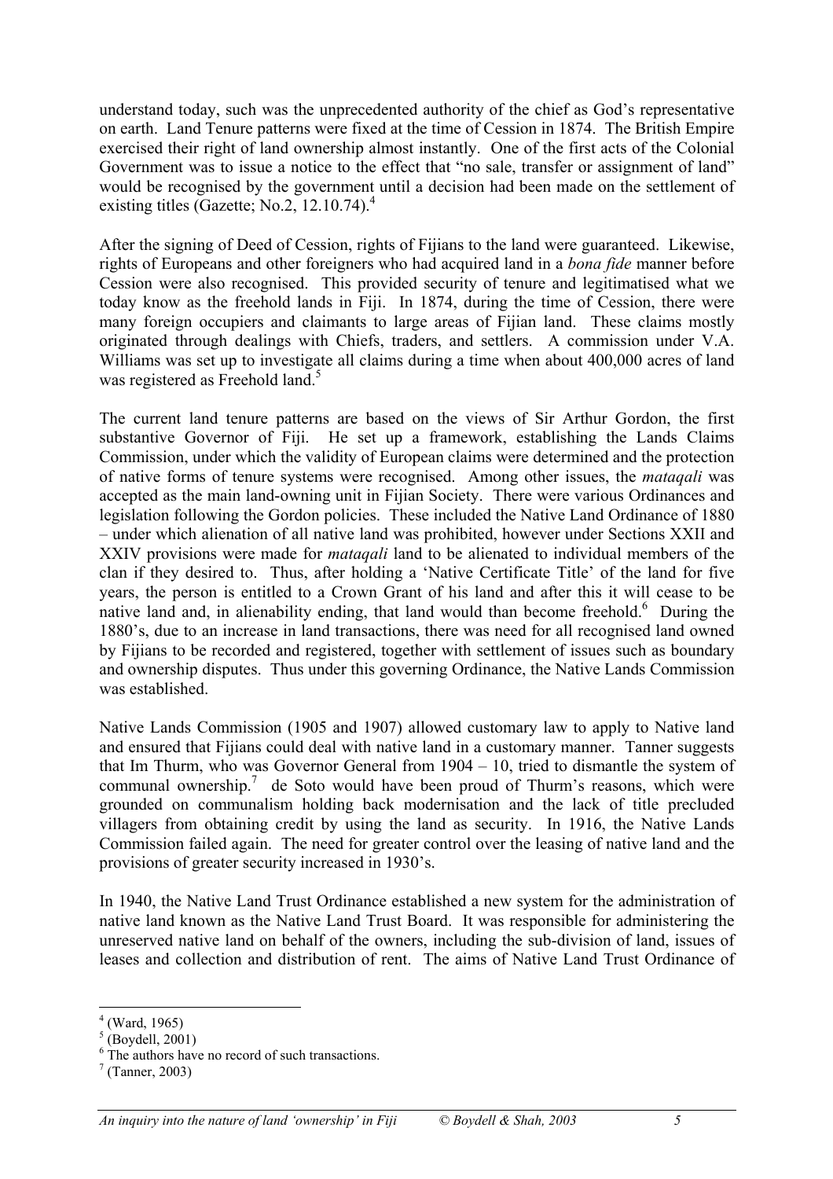understand today, such was the unprecedented authority of the chief as God's representative on earth. Land Tenure patterns were fixed at the time of Cession in 1874. The British Empire exercised their right of land ownership almost instantly. One of the first acts of the Colonial Government was to issue a notice to the effect that "no sale, transfer or assignment of land" would be recognised by the government until a decision had been made on the settlement of existing titles (Gazette; No.2, 12.10.74).[4]

After the signing of Deed of Cession, rights of Fijians to the land were guaranteed. Likewise, rights of Europeans and other foreigners who had acquired land in a *bona fide* manner before Cession were also recognised. This provided security of tenure and legitimatised what we today know as the freehold lands in Fiji. In 1874, during the time of Cession, there were many foreign occupiers and claimants to large areas of Fijian land. These claims mostly originated through dealings with Chiefs, traders, and settlers. A commission under V.A. Williams was set up to investigate all claims during a time when about 400,000 acres of land was registered as Freehold land.[5]

The current land tenure patterns are based on the views of Sir Arthur Gordon, the first substantive Governor of Fiji. He set up a framework, establishing the Lands Claims Commission, under which the validity of European claims were determined and the protection of native forms of tenure systems were recognised. Among other issues, the *mataqali* was accepted as the main land-owning unit in Fijian Society. There were various Ordinances and legislation following the Gordon policies. These included the Native Land Ordinance of 1880 – under which alienation of all native land was prohibited, however under Sections XXII and XXIV provisions were made for *mataqali* land to be alienated to individual members of the clan if they desired to. Thus, after holding a 'Native Certificate Title' of the land for five years, the person is entitled to a Crown Grant of his land and after this it will cease to be native land and, in alienability ending, that land would than become freehold.[6] During the 1880's, due to an increase in land transactions, there was need for all recognised land owned by Fijians to be recorded and registered, together with settlement of issues such as boundary and ownership disputes. Thus under this governing Ordinance, the Native Lands Commission was established.

Native Lands Commission (1905 and 1907) allowed customary law to apply to Native land and ensured that Fijians could deal with native land in a customary manner. Tanner suggests that Im Thurm, who was Governor General from 1904 – 10, tried to dismantle the system of communal ownership.[7] de Soto would have been proud of Thurm's reasons, which were grounded on communalism holding back modernisation and the lack of title precluded villagers from obtaining credit by using the land as security. In 1916, the Native Lands Commission failed again. The need for greater control over the leasing of native land and the provisions of greater security increased in 1930's.

In 1940, the Native Land Trust Ordinance established a new system for the administration of native land known as the Native Land Trust Board. It was responsible for administering the unreserved native land on behalf of the owners, including the sub-division of land, issues of leases and collection and distribution of rent. The aims of Native Land Trust Ordinance of

---

[4] (Ward, 1965)

[5] (Boydell, 2001)

[6] The authors have no record of such transactions.

[7] (Tanner, 2003)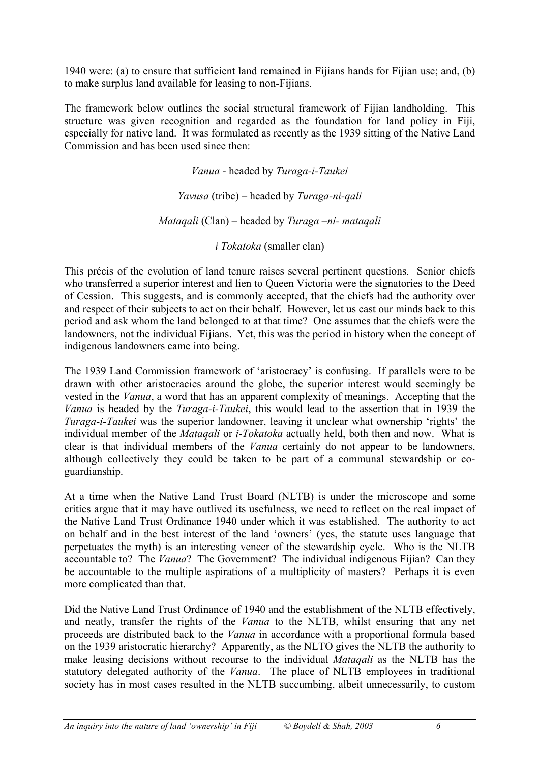1940 were: (a) to ensure that sufficient land remained in Fijians hands for Fijian use; and, (b) to make surplus land available for leasing to non-Fijians.

The framework below outlines the social structural framework of Fijian landholding. This structure was given recognition and regarded as the foundation for land policy in Fiji, especially for native land. It was formulated as recently as the 1939 sitting of the Native Land Commission and has been used since then:

*Vanua* - headed by *Turaga-i-Taukei*

*Yavusa* (tribe) – headed by *Turaga-ni-qali*

*Mataqali* (Clan) – headed by *Turaga –ni- mataqali*

*i Tokatoka* (smaller clan)

This précis of the evolution of land tenure raises several pertinent questions. Senior chiefs who transferred a superior interest and lien to Queen Victoria were the signatories to the Deed of Cession. This suggests, and is commonly accepted, that the chiefs had the authority over and respect of their subjects to act on their behalf. However, let us cast our minds back to this period and ask whom the land belonged to at that time? One assumes that the chiefs were the landowners, not the individual Fijians. Yet, this was the period in history when the concept of indigenous landowners came into being.

The 1939 Land Commission framework of 'aristocracy' is confusing. If parallels were to be drawn with other aristocracies around the globe, the superior interest would seemingly be vested in the *Vanua*, a word that has an apparent complexity of meanings. Accepting that the *Vanua* is headed by the *Turaga-i-Taukei*, this would lead to the assertion that in 1939 the *Turaga-i-Taukei* was the superior landowner, leaving it unclear what ownership 'rights' the individual member of the *Mataqali* or *i-Tokatoka* actually held, both then and now. What is clear is that individual members of the *Vanua* certainly do not appear to be landowners, although collectively they could be taken to be part of a communal stewardship or co-guardianship.

At a time when the Native Land Trust Board (NLTB) is under the microscope and some critics argue that it may have outlived its usefulness, we need to reflect on the real impact of the Native Land Trust Ordinance 1940 under which it was established. The authority to act on behalf and in the best interest of the land 'owners' (yes, the statute uses language that perpetuates the myth) is an interesting veneer of the stewardship cycle. Who is the NLTB accountable to? The *Vanua*? The Government? The individual indigenous Fijian? Can they be accountable to the multiple aspirations of a multiplicity of masters? Perhaps it is even more complicated than that.

Did the Native Land Trust Ordinance of 1940 and the establishment of the NLTB effectively, and neatly, transfer the rights of the *Vanua* to the NLTB, whilst ensuring that any net proceeds are distributed back to the *Vanua* in accordance with a proportional formula based on the 1939 aristocratic hierarchy? Apparently, as the NLTO gives the NLTB the authority to make leasing decisions without recourse to the individual *Mataqali* as the NLTB has the statutory delegated authority of the *Vanua*. The place of NLTB employees in traditional society has in most cases resulted in the NLTB succumbing, albeit unnecessarily, to custom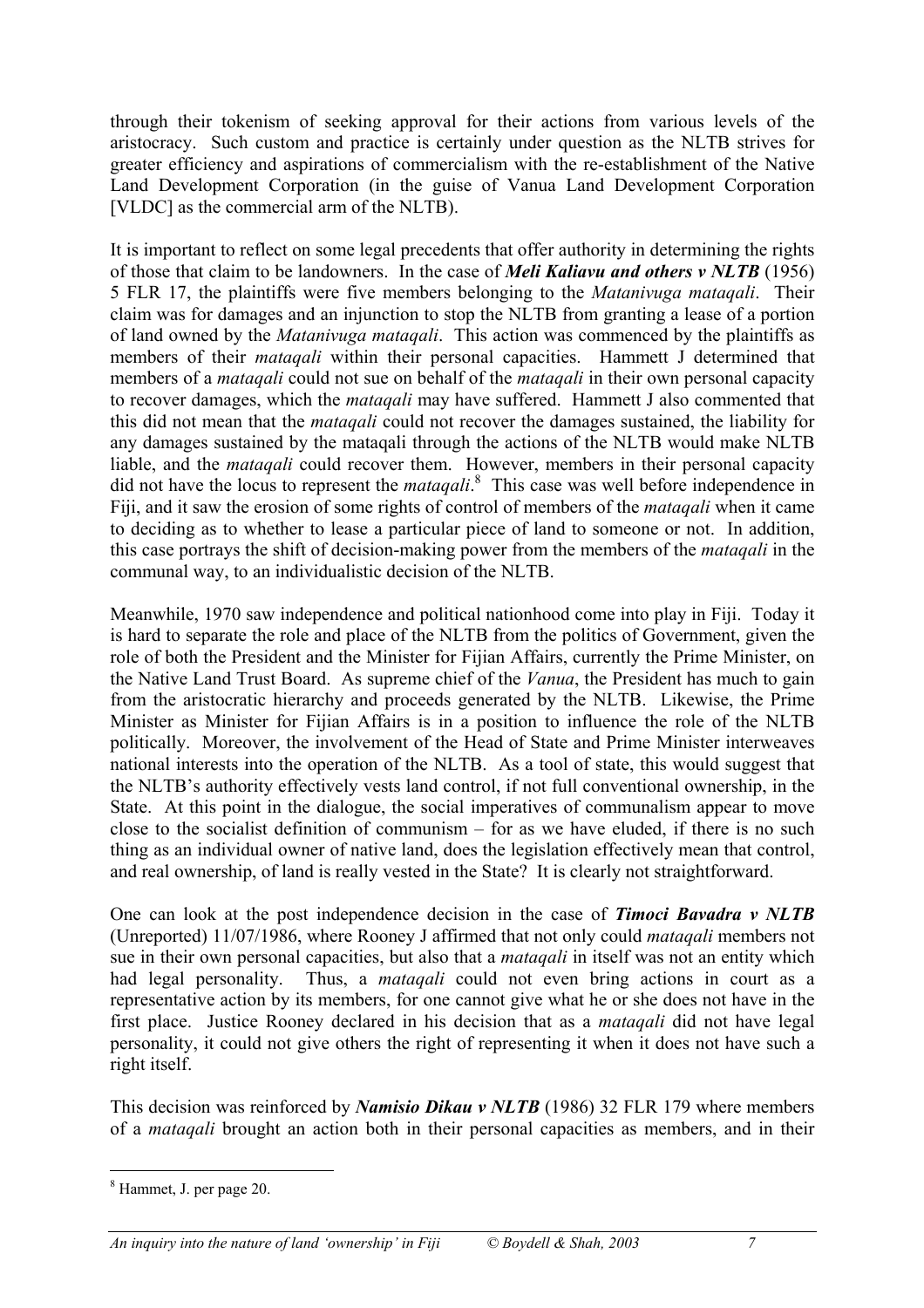through their tokenism of seeking approval for their actions from various levels of the aristocracy. Such custom and practice is certainly under question as the NLTB strives for greater efficiency and aspirations of commercialism with the re-establishment of the Native Land Development Corporation (in the guise of Vanua Land Development Corporation [VLDC] as the commercial arm of the NLTB).

It is important to reflect on some legal precedents that offer authority in determining the rights of those that claim to be landowners. In the case of ***Meli Kaliavu and others v NLTB*** (1956) 5 FLR 17, the plaintiffs were five members belonging to the *Matanivuga mataqali*. Their claim was for damages and an injunction to stop the NLTB from granting a lease of a portion of land owned by the *Matanivuga mataqali*. This action was commenced by the plaintiffs as members of their *mataqali* within their personal capacities. Hammett J determined that members of a *mataqali* could not sue on behalf of the *mataqali* in their own personal capacity to recover damages, which the *mataqali* may have suffered. Hammett J also commented that this did not mean that the *mataqali* could not recover the damages sustained, the liability for any damages sustained by the mataqali through the actions of the NLTB would make NLTB liable, and the *mataqali* could recover them. However, members in their personal capacity did not have the locus to represent the *mataqali*.[8] This case was well before independence in Fiji, and it saw the erosion of some rights of control of members of the *mataqali* when it came to deciding as to whether to lease a particular piece of land to someone or not. In addition, this case portrays the shift of decision-making power from the members of the *mataqali* in the communal way, to an individualistic decision of the NLTB.

Meanwhile, 1970 saw independence and political nationhood come into play in Fiji. Today it is hard to separate the role and place of the NLTB from the politics of Government, given the role of both the President and the Minister for Fijian Affairs, currently the Prime Minister, on the Native Land Trust Board. As supreme chief of the *Vanua*, the President has much to gain from the aristocratic hierarchy and proceeds generated by the NLTB. Likewise, the Prime Minister as Minister for Fijian Affairs is in a position to influence the role of the NLTB politically. Moreover, the involvement of the Head of State and Prime Minister interweaves national interests into the operation of the NLTB. As a tool of state, this would suggest that the NLTB's authority effectively vests land control, if not full conventional ownership, in the State. At this point in the dialogue, the social imperatives of communalism appear to move close to the socialist definition of communism – for as we have eluded, if there is no such thing as an individual owner of native land, does the legislation effectively mean that control, and real ownership, of land is really vested in the State? It is clearly not straightforward.

One can look at the post independence decision in the case of ***Timoci Bavadra v NLTB*** (Unreported) 11/07/1986, where Rooney J affirmed that not only could *mataqali* members not sue in their own personal capacities, but also that a *mataqali* in itself was not an entity which had legal personality. Thus, a *mataqali* could not even bring actions in court as a representative action by its members, for one cannot give what he or she does not have in the first place. Justice Rooney declared in his decision that as a *mataqali* did not have legal personality, it could not give others the right of representing it when it does not have such a right itself.

This decision was reinforced by ***Namisio Dikau v NLTB*** (1986) 32 FLR 179 where members of a *mataqali* brought an action both in their personal capacities as members, and in their

---

[8] Hammet, J. per page 20.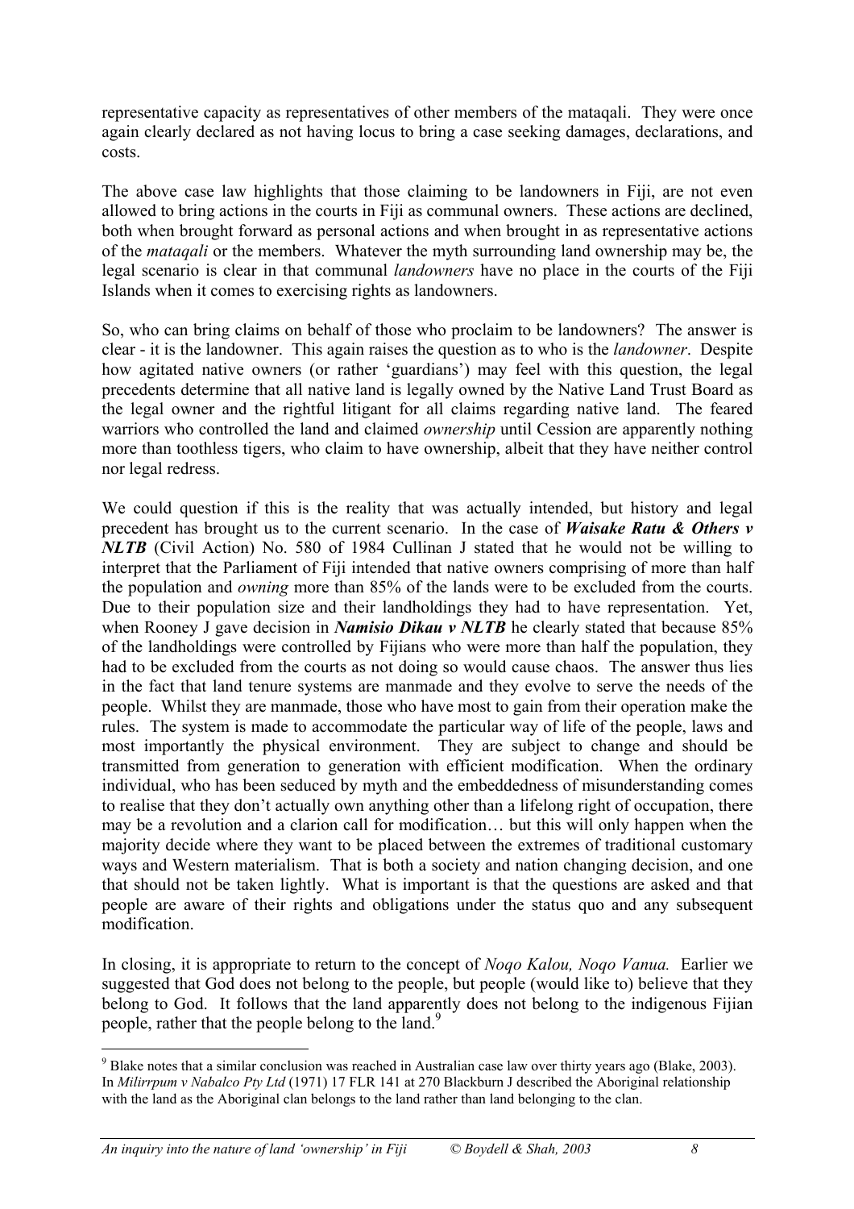representative capacity as representatives of other members of the mataqali. They were once again clearly declared as not having locus to bring a case seeking damages, declarations, and costs.

The above case law highlights that those claiming to be landowners in Fiji, are not even allowed to bring actions in the courts in Fiji as communal owners. These actions are declined, both when brought forward as personal actions and when brought in as representative actions of the *mataqali* or the members. Whatever the myth surrounding land ownership may be, the legal scenario is clear in that communal *landowners* have no place in the courts of the Fiji Islands when it comes to exercising rights as landowners.

So, who can bring claims on behalf of those who proclaim to be landowners? The answer is clear - it is the landowner. This again raises the question as to who is the *landowner*. Despite how agitated native owners (or rather 'guardians') may feel with this question, the legal precedents determine that all native land is legally owned by the Native Land Trust Board as the legal owner and the rightful litigant for all claims regarding native land. The feared warriors who controlled the land and claimed *ownership* until Cession are apparently nothing more than toothless tigers, who claim to have ownership, albeit that they have neither control nor legal redress.

We could question if this is the reality that was actually intended, but history and legal precedent has brought us to the current scenario. In the case of ***Waisake Ratu & Others v NLTB*** (Civil Action) No. 580 of 1984 Cullinan J stated that he would not be willing to interpret that the Parliament of Fiji intended that native owners comprising of more than half the population and *owning* more than 85% of the lands were to be excluded from the courts. Due to their population size and their landholdings they had to have representation. Yet, when Rooney J gave decision in ***Namisio Dikau v NLTB*** he clearly stated that because 85% of the landholdings were controlled by Fijians who were more than half the population, they had to be excluded from the courts as not doing so would cause chaos. The answer thus lies in the fact that land tenure systems are manmade and they evolve to serve the needs of the people. Whilst they are manmade, those who have most to gain from their operation make the rules. The system is made to accommodate the particular way of life of the people, laws and most importantly the physical environment. They are subject to change and should be transmitted from generation to generation with efficient modification. When the ordinary individual, who has been seduced by myth and the embeddedness of misunderstanding comes to realise that they don't actually own anything other than a lifelong right of occupation, there may be a revolution and a clarion call for modification… but this will only happen when the majority decide where they want to be placed between the extremes of traditional customary ways and Western materialism. That is both a society and nation changing decision, and one that should not be taken lightly. What is important is that the questions are asked and that people are aware of their rights and obligations under the status quo and any subsequent modification.

In closing, it is appropriate to return to the concept of *Noqo Kalou, Noqo Vanua.* Earlier we suggested that God does not belong to the people, but people (would like to) believe that they belong to God. It follows that the land apparently does not belong to the indigenous Fijian people, rather that the people belong to the land.[9]

---

[9] Blake notes that a similar conclusion was reached in Australian case law over thirty years ago (Blake, 2003). In *Milirrpum v Nabalco Pty Ltd* (1971) 17 FLR 141 at 270 Blackburn J described the Aboriginal relationship with the land as the Aboriginal clan belongs to the land rather than land belonging to the clan.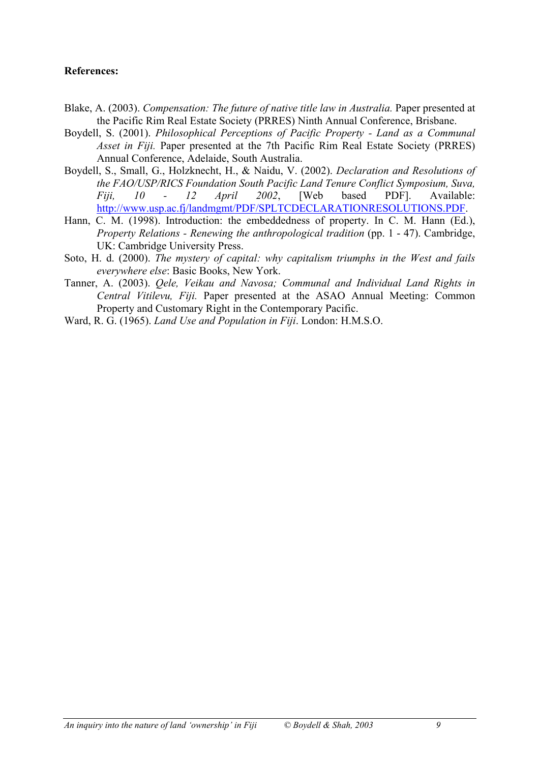**References:**

Blake, A. (2003). *Compensation: The future of native title law in Australia.* Paper presented at the Pacific Rim Real Estate Society (PRRES) Ninth Annual Conference, Brisbane.

Boydell, S. (2001). *Philosophical Perceptions of Pacific Property - Land as a Communal Asset in Fiji.* Paper presented at the 7th Pacific Rim Real Estate Society (PRRES) Annual Conference, Adelaide, South Australia.

Boydell, S., Small, G., Holzknecht, H., & Naidu, V. (2002). *Declaration and Resolutions of the FAO/USP/RICS Foundation South Pacific Land Tenure Conflict Symposium, Suva, Fiji, 10 - 12 April 2002*, [Web based PDF]. Available: http://www.usp.ac.fj/landmgmt/PDF/SPLTCDECLARATIONRESOLUTIONS.PDF.

Hann, C. M. (1998). Introduction: the embeddedness of property. In C. M. Hann (Ed.), *Property Relations - Renewing the anthropological tradition* (pp. 1 - 47). Cambridge, UK: Cambridge University Press.

Soto, H. d. (2000). *The mystery of capital: why capitalism triumphs in the West and fails everywhere else*: Basic Books, New York.

Tanner, A. (2003). *Qele, Veikau and Navosa; Communal and Individual Land Rights in Central Vitilevu, Fiji.* Paper presented at the ASAO Annual Meeting: Common Property and Customary Right in the Contemporary Pacific.

Ward, R. G. (1965). *Land Use and Population in Fiji*. London: H.M.S.O.